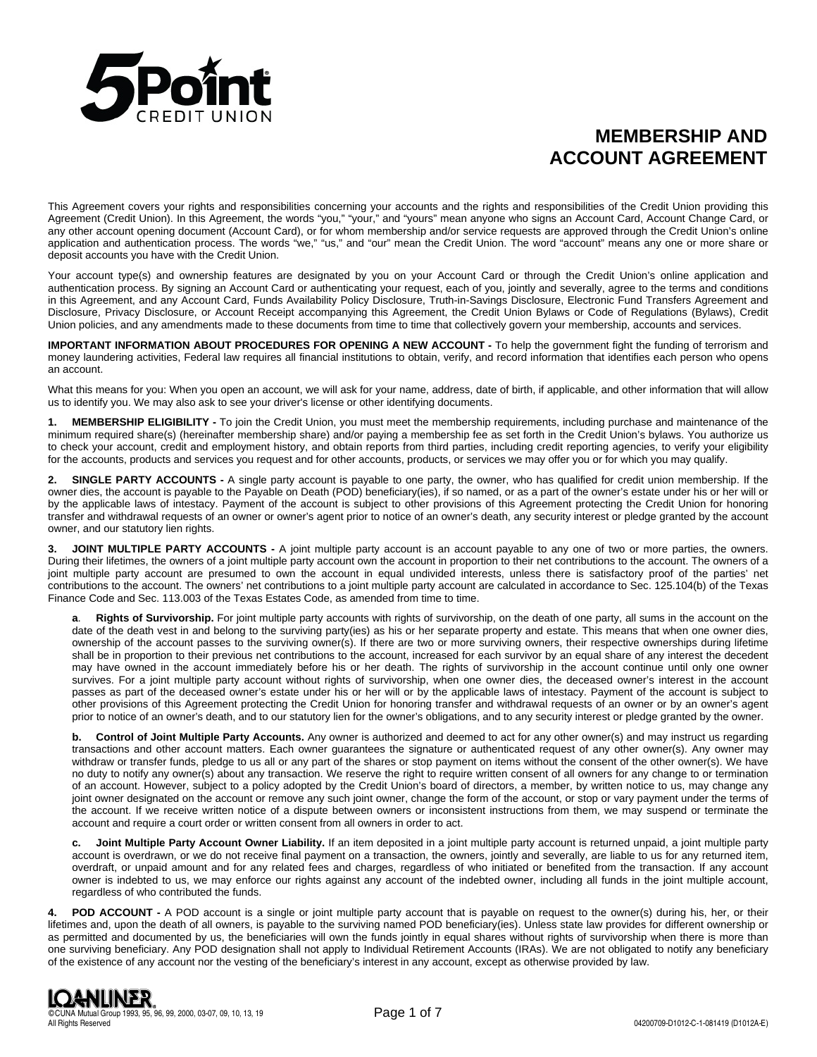# MEMBERSHIP AND ACCOUNT AGREEMENT

This Agreement covers your rights and responsibilities concerning your accounts and the rights and responsibilities of the Credit Union providing this Agreement (Credit Union). In this Agreement, the words "you," "your," and "yours" mean anyone who signs an Account Card, Account Change Card, or any other account opening document (Account Card), or for whom membership and/or service requests are approved through the Credit Union's online application and authentication process. The words "we," "us," and "our" mean the Credit Union. The word "account" means any one or more share or deposit accounts you have with the Credit Union.

Your account type(s) and ownership features are designated by you on your Account Card or through the Credit Union's online application and authentication process. By signing an Account Card or authenticating your request, each of you, jointly and severally, agree to the terms and conditions in this Agreement, and any Account Card, Funds Availability Policy Disclosure, Truth-in-Savings Disclosure, Electronic Fund Transfers Agreement and Disclosure, Privacy Disclosure, or Account Receipt accompanying this Agreement, the Credit Union Bylaws or Code of Regulations (Bylaws), Credit Union policies, and any amendments made to these documents from time to time that collectively govern your membership, accounts and services.

**IMPORTANT INFORMATION ABOUT PROCEDURES FOR OPENING A NEW ACCOUNT -** To help the government fight the funding of terrorism and money laundering activities, Federal law requires all financial institutions to obtain, verify, and record information that identifies each person who opens an account.

What this means for you: When you open an account, we will ask for your name, address, date of birth, if applicable, and other information that will allow us to identify you. We may also ask to see your driver's license or other identifying documents.

**1. MEMBERSHIP ELIGIBILITY -** To join the Credit Union, you must meet the membership requirements, including purchase and maintenance of the minimum required share(s) (hereinafter membership share) and/or paying a membership fee as set forth in the Credit Union's bylaws. You authorize us to check your account, credit and employment history, and obtain reports from third parties, including credit reporting agencies, to verify your eligibility for the accounts, products and services you request and for other accounts, products, or services we may offer you or for which you may qualify.

**2. SINGLE PARTY ACCOUNTS -** A single party account is payable to one party, the owner, who has qualified for credit union membership. If the owner dies, the account is payable to the Payable on Death (POD) beneficiary(ies), if so named, or as a part of the owner's estate under his or her will or by the applicable laws of intestacy. Payment of the account is subject to other provisions of this Agreement protecting the Credit Union for honoring transfer and withdrawal requests of an owner or owner's agent prior to notice of an owner's death, any security interest or pledge granted by the account owner, and our statutory lien rights.

**3. JOINT MULTIPLE PARTY ACCOUNTS -** A joint multiple party account is an account payable to any one of two or more parties, the owners. During their lifetimes, the owners of a joint multiple party account own the account in proportion to their net contributions to the account. The owners of a joint multiple party account are presumed to own the account in equal undivided interests, unless there is satisfactory proof of the parties' net contributions to the account. The owners' net contributions to a joint multiple party account are calculated in accordance to Sec. 125.104(b) of the Texas Finance Code and Sec. 113.003 of the Texas Estates Code, as amended from time to time.

**a. Rights of Survivorship.** For joint multiple party accounts with rights of survivorship, on the death of one party, all sums in the account on the date of the death vest in and belong to the surviving party(ies) as his or her separate property and estate. This means that when one owner dies, ownership of the account passes to the surviving owner(s). If there are two or more surviving owners, their respective ownerships during lifetime shall be in proportion to their previous net contributions to the account, increased for each survivor by an equal share of any interest the decedent may have owned in the account immediately before his or her death. The rights of survivorship in the account continue until only one owner survives. For a joint multiple party account without rights of survivorship, when one owner dies, the deceased owner's interest in the account passes as part of the deceased owner's estate under his or her will or by the applicable laws of intestacy. Payment of the account is subject to other provisions of this Agreement protecting the Credit Union for honoring transfer and withdrawal requests of an owner or by an owner's agent prior to notice of an owner's death, and to our statutory lien for the owner's obligations, and to any security interest or pledge granted by the owner.

**b. Control of Joint Multiple Party Accounts.** Any owner is authorized and deemed to act for any other owner(s) and may instruct us regarding transactions and other account matters. Each owner guarantees the signature or authenticated request of any other owner(s). Any owner may withdraw or transfer funds, pledge to us all or any part of the shares or stop payment on items without the consent of the other owner(s). We have no duty to notify any owner(s) about any transaction. We reserve the right to require written consent of all owners for any change to or termination of an account. However, subject to a policy adopted by the Credit Union's board of directors, a member, by written notice to us, may change any joint owner designated on the account or remove any such joint owner, change the form of the account, or stop or vary payment under the terms of the account. If we receive written notice of a dispute between owners or inconsistent instructions from them, we may suspend or terminate the account and require a court order or written consent from all owners in order to act.

**c. Joint Multiple Party Account Owner Liability.** If an item deposited in a joint multiple party account is returned unpaid, a joint multiple party account is overdrawn, or we do not receive final payment on a transaction, the owners, jointly and severally, are liable to us for any returned item, overdraft, or unpaid amount and for any related fees and charges, regardless of who initiated or benefited from the transaction. If any account owner is indebted to us, we may enforce our rights against any account of the indebted owner, including all funds in the joint multiple account, regardless of who contributed the funds.

**4. POD ACCOUNT -** A POD account is a single or joint multiple party account that is payable on request to the owner(s) during his, her, or their lifetimes and, upon the death of all owners, is payable to the surviving named POD beneficiary(ies). Unless state law provides for different ownership or as permitted and documented by us, the beneficiaries will own the funds jointly in equal shares without rights of survivorship when there is more than one surviving beneficiary. Any POD designation shall not apply to Individual Retirement Accounts (IRAs). We are not obligated to notify any beneficiary of the existence of any account nor the vesting of the beneficiary's interest in any account, except as otherwise provided by law.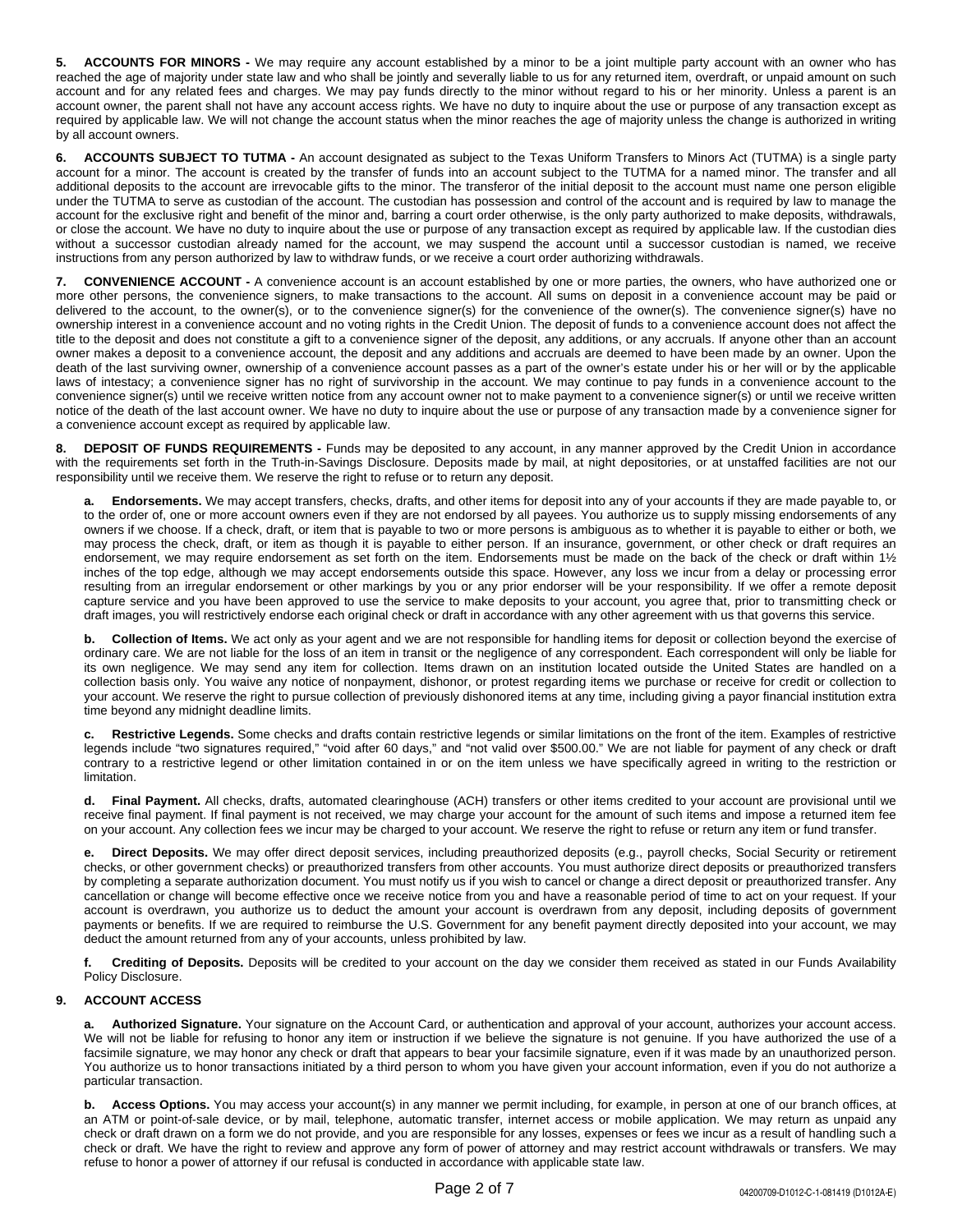**5. ACCOUNTS FOR MINORS -** We may require any account established by a minor to be a joint multiple party account with an owner who has reached the age of majority under state law and who shall be jointly and severally liable to us for any returned item, overdraft, or unpaid amount on such account and for any related fees and charges. We may pay funds directly to the minor without regard to his or her minority. Unless a parent is an account owner, the parent shall not have any account access rights. We have no duty to inquire about the use or purpose of any transaction except as required by applicable law. We will not change the account status when the minor reaches the age of majority unless the change is authorized in writing by all account owners.

**6. ACCOUNTS SUBJECT TO TUTMA -** An account designated as subject to the Texas Uniform Transfers to Minors Act (TUTMA) is a single party account for a minor. The account is created by the transfer of funds into an account subject to the TUTMA for a named minor. The transfer and all additional deposits to the account are irrevocable gifts to the minor. The transferor of the initial deposit to the account must name one person eligible under the TUTMA to serve as custodian of the account. The custodian has possession and control of the account and is required by law to manage the account for the exclusive right and benefit of the minor and, barring a court order otherwise, is the only party authorized to make deposits, withdrawals, or close the account. We have no duty to inquire about the use or purpose of any transaction except as required by applicable law. If the custodian dies without a successor custodian already named for the account, we may suspend the account until a successor custodian is named, we receive instructions from any person authorized by law to withdraw funds, or we receive a court order authorizing withdrawals.

**7. CONVENIENCE ACCOUNT -** A convenience account is an account established by one or more parties, the owners, who have authorized one or more other persons, the convenience signers, to make transactions to the account. All sums on deposit in a convenience account may be paid or delivered to the account, to the owner(s), or to the convenience signer(s) for the convenience of the owner(s). The convenience signer(s) have no ownership interest in a convenience account and no voting rights in the Credit Union. The deposit of funds to a convenience account does not affect the title to the deposit and does not constitute a gift to a convenience signer of the deposit, any additions, or any accruals. If anyone other than an account owner makes a deposit to a convenience account, the deposit and any additions and accruals are deemed to have been made by an owner. Upon the death of the last surviving owner, ownership of a convenience account passes as a part of the owner's estate under his or her will or by the applicable laws of intestacy; a convenience signer has no right of survivorship in the account. We may continue to pay funds in a convenience account to the convenience signer(s) until we receive written notice from any account owner not to make payment to a convenience signer(s) or until we receive written notice of the death of the last account owner. We have no duty to inquire about the use or purpose of any transaction made by a convenience signer for a convenience account except as required by applicable law.

**8. DEPOSIT OF FUNDS REQUIREMENTS -** Funds may be deposited to any account, in any manner approved by the Credit Union in accordance with the requirements set forth in the Truth-in-Savings Disclosure. Deposits made by mail, at night depositories, or at unstaffed facilities are not our responsibility until we receive them. We reserve the right to refuse or to return any deposit.

**a. Endorsements.** We may accept transfers, checks, drafts, and other items for deposit into any of your accounts if they are made payable to, or to the order of, one or more account owners even if they are not endorsed by all payees. You authorize us to supply missing endorsements of any owners if we choose. If a check, draft, or item that is payable to two or more persons is ambiguous as to whether it is payable to either or both, we may process the check, draft, or item as though it is payable to either person. If an insurance, government, or other check or draft requires an endorsement, we may require endorsement as set forth on the item. Endorsements must be made on the back of the check or draft within 1½ inches of the top edge, although we may accept endorsements outside this space. However, any loss we incur from a delay or processing error resulting from an irregular endorsement or other markings by you or any prior endorser will be your responsibility. If we offer a remote deposit capture service and you have been approved to use the service to make deposits to your account, you agree that, prior to transmitting check or draft images, you will restrictively endorse each original check or draft in accordance with any other agreement with us that governs this service.

**b. Collection of Items.** We act only as your agent and we are not responsible for handling items for deposit or collection beyond the exercise of ordinary care. We are not liable for the loss of an item in transit or the negligence of any correspondent. Each correspondent will only be liable for its own negligence. We may send any item for collection. Items drawn on an institution located outside the United States are handled on a collection basis only. You waive any notice of nonpayment, dishonor, or protest regarding items we purchase or receive for credit or collection to your account. We reserve the right to pursue collection of previously dishonored items at any time, including giving a payor financial institution extra time beyond any midnight deadline limits.

**c. Restrictive Legends.** Some checks and drafts contain restrictive legends or similar limitations on the front of the item. Examples of restrictive legends include "two signatures required," "void after 60 days," and "not valid over $500.00." We are not liable for payment of any check or draft contrary to a restrictive legend or other limitation contained in or on the item unless we have specifically agreed in writing to the restriction or limitation.

**d. Final Payment.** All checks, drafts, automated clearinghouse (ACH) transfers or other items credited to your account are provisional until we receive final payment. If final payment is not received, we may charge your account for the amount of such items and impose a returned item fee on your account. Any collection fees we incur may be charged to your account. We reserve the right to refuse or return any item or fund transfer.

**e. Direct Deposits.** We may offer direct deposit services, including preauthorized deposits (e.g., payroll checks, Social Security or retirement checks, or other government checks) or preauthorized transfers from other accounts. You must authorize direct deposits or preauthorized transfers by completing a separate authorization document. You must notify us if you wish to cancel or change a direct deposit or preauthorized transfer. Any cancellation or change will become effective once we receive notice from you and have a reasonable period of time to act on your request. If your account is overdrawn, you authorize us to deduct the amount your account is overdrawn from any deposit, including deposits of government payments or benefits. If we are required to reimburse the U.S. Government for any benefit payment directly deposited into your account, we may deduct the amount returned from any of your accounts, unless prohibited by law.

**f. Crediting of Deposits.** Deposits will be credited to your account on the day we consider them received as stated in our Funds Availability Policy Disclosure.

**9. ACCOUNT ACCESS**

**a. Authorized Signature.** Your signature on the Account Card, or authentication and approval of your account, authorizes your account access. We will not be liable for refusing to honor any item or instruction if we believe the signature is not genuine. If you have authorized the use of a facsimile signature, we may honor any check or draft that appears to bear your facsimile signature, even if it was made by an unauthorized person. You authorize us to honor transactions initiated by a third person to whom you have given your account information, even if you do not authorize a particular transaction.

**b. Access Options.** You may access your account(s) in any manner we permit including, for example, in person at one of our branch offices, at an ATM or point-of-sale device, or by mail, telephone, automatic transfer, internet access or mobile application. We may return as unpaid any check or draft drawn on a form we do not provide, and you are responsible for any losses, expenses or fees we incur as a result of handling such a check or draft. We have the right to review and approve any form of power of attorney and may restrict account withdrawals or transfers. We may refuse to honor a power of attorney if our refusal is conducted in accordance with applicable state law.

04200709-D1012-C-1-081419 (D1012A-E)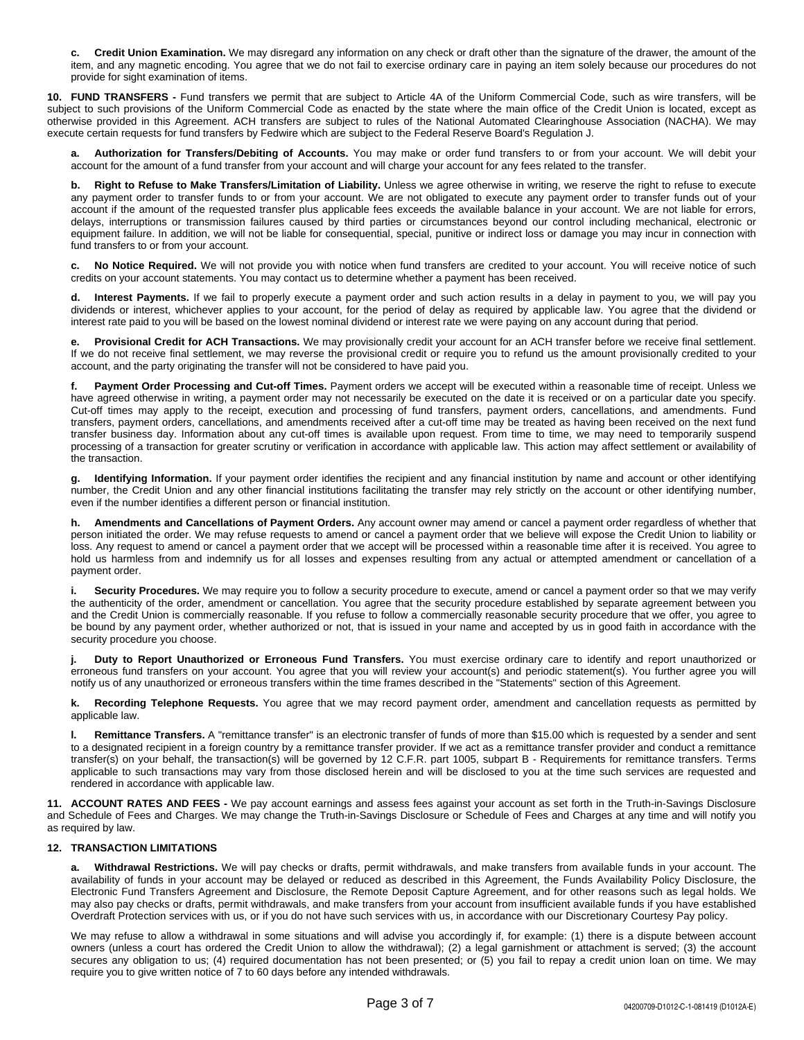**c. Credit Union Examination.** We may disregard any information on any check or draft other than the signature of the drawer, the amount of the item, and any magnetic encoding. You agree that we do not fail to exercise ordinary care in paying an item solely because our procedures do not provide for sight examination of items.

**10. FUND TRANSFERS -** Fund transfers we permit that are subject to Article 4A of the Uniform Commercial Code, such as wire transfers, will be subject to such provisions of the Uniform Commercial Code as enacted by the state where the main office of the Credit Union is located, except as otherwise provided in this Agreement. ACH transfers are subject to rules of the National Automated Clearinghouse Association (NACHA). We may execute certain requests for fund transfers by Fedwire which are subject to the Federal Reserve Board's Regulation J.

**a. Authorization for Transfers/Debiting of Accounts.** You may make or order fund transfers to or from your account. We will debit your account for the amount of a fund transfer from your account and will charge your account for any fees related to the transfer.

**b. Right to Refuse to Make Transfers/Limitation of Liability.** Unless we agree otherwise in writing, we reserve the right to refuse to execute any payment order to transfer funds to or from your account. We are not obligated to execute any payment order to transfer funds out of your account if the amount of the requested transfer plus applicable fees exceeds the available balance in your account. We are not liable for errors, delays, interruptions or transmission failures caused by third parties or circumstances beyond our control including mechanical, electronic or equipment failure. In addition, we will not be liable for consequential, special, punitive or indirect loss or damage you may incur in connection with fund transfers to or from your account.

**c. No Notice Required.** We will not provide you with notice when fund transfers are credited to your account. You will receive notice of such credits on your account statements. You may contact us to determine whether a payment has been received.

**d. Interest Payments.** If we fail to properly execute a payment order and such action results in a delay in payment to you, we will pay you dividends or interest, whichever applies to your account, for the period of delay as required by applicable law. You agree that the dividend or interest rate paid to you will be based on the lowest nominal dividend or interest rate we were paying on any account during that period.

**e. Provisional Credit for ACH Transactions.** We may provisionally credit your account for an ACH transfer before we receive final settlement. If we do not receive final settlement, we may reverse the provisional credit or require you to refund us the amount provisionally credited to your account, and the party originating the transfer will not be considered to have paid you.

**f. Payment Order Processing and Cut-off Times.** Payment orders we accept will be executed within a reasonable time of receipt. Unless we have agreed otherwise in writing, a payment order may not necessarily be executed on the date it is received or on a particular date you specify. Cut-off times may apply to the receipt, execution and processing of fund transfers, payment orders, cancellations, and amendments. Fund transfers, payment orders, cancellations, and amendments received after a cut-off time may be treated as having been received on the next fund transfer business day. Information about any cut-off times is available upon request. From time to time, we may need to temporarily suspend processing of a transaction for greater scrutiny or verification in accordance with applicable law. This action may affect settlement or availability of the transaction.

**g. Identifying Information.** If your payment order identifies the recipient and any financial institution by name and account or other identifying number, the Credit Union and any other financial institutions facilitating the transfer may rely strictly on the account or other identifying number, even if the number identifies a different person or financial institution.

**h. Amendments and Cancellations of Payment Orders.** Any account owner may amend or cancel a payment order regardless of whether that person initiated the order. We may refuse requests to amend or cancel a payment order that we believe will expose the Credit Union to liability or loss. Any request to amend or cancel a payment order that we accept will be processed within a reasonable time after it is received. You agree to hold us harmless from and indemnify us for all losses and expenses resulting from any actual or attempted amendment or cancellation of a payment order.

**i. Security Procedures.** We may require you to follow a security procedure to execute, amend or cancel a payment order so that we may verify the authenticity of the order, amendment or cancellation. You agree that the security procedure established by separate agreement between you and the Credit Union is commercially reasonable. If you refuse to follow a commercially reasonable security procedure that we offer, you agree to be bound by any payment order, whether authorized or not, that is issued in your name and accepted by us in good faith in accordance with the security procedure you choose.

**j. Duty to Report Unauthorized or Erroneous Fund Transfers.** You must exercise ordinary care to identify and report unauthorized or erroneous fund transfers on your account. You agree that you will review your account(s) and periodic statement(s). You further agree you will notify us of any unauthorized or erroneous transfers within the time frames described in the "Statements" section of this Agreement.

**k. Recording Telephone Requests.** You agree that we may record payment order, amendment and cancellation requests as permitted by applicable law.

**l. Remittance Transfers.** A "remittance transfer" is an electronic transfer of funds of more than $15.00 which is requested by a sender and sent to a designated recipient in a foreign country by a remittance transfer provider. If we act as a remittance transfer provider and conduct a remittance transfer(s) on your behalf, the transaction(s) will be governed by 12 C.F.R. part 1005, subpart B - Requirements for remittance transfers. Terms applicable to such transactions may vary from those disclosed herein and will be disclosed to you at the time such services are requested and rendered in accordance with applicable law.

**11. ACCOUNT RATES AND FEES -** We pay account earnings and assess fees against your account as set forth in the Truth-in-Savings Disclosure and Schedule of Fees and Charges. We may change the Truth-in-Savings Disclosure or Schedule of Fees and Charges at any time and will notify you as required by law.

**12. TRANSACTION LIMITATIONS**

**a. Withdrawal Restrictions.** We will pay checks or drafts, permit withdrawals, and make transfers from available funds in your account. The availability of funds in your account may be delayed or reduced as described in this Agreement, the Funds Availability Policy Disclosure, the Electronic Fund Transfers Agreement and Disclosure, the Remote Deposit Capture Agreement, and for other reasons such as legal holds. We may also pay checks or drafts, permit withdrawals, and make transfers from your account from insufficient available funds if you have established Overdraft Protection services with us, or if you do not have such services with us, in accordance with our Discretionary Courtesy Pay policy.

We may refuse to allow a withdrawal in some situations and will advise you accordingly if, for example: (1) there is a dispute between account owners (unless a court has ordered the Credit Union to allow the withdrawal); (2) a legal garnishment or attachment is served; (3) the account secures any obligation to us; (4) required documentation has not been presented; or (5) you fail to repay a credit union loan on time. We may require you to give written notice of 7 to 60 days before any intended withdrawals.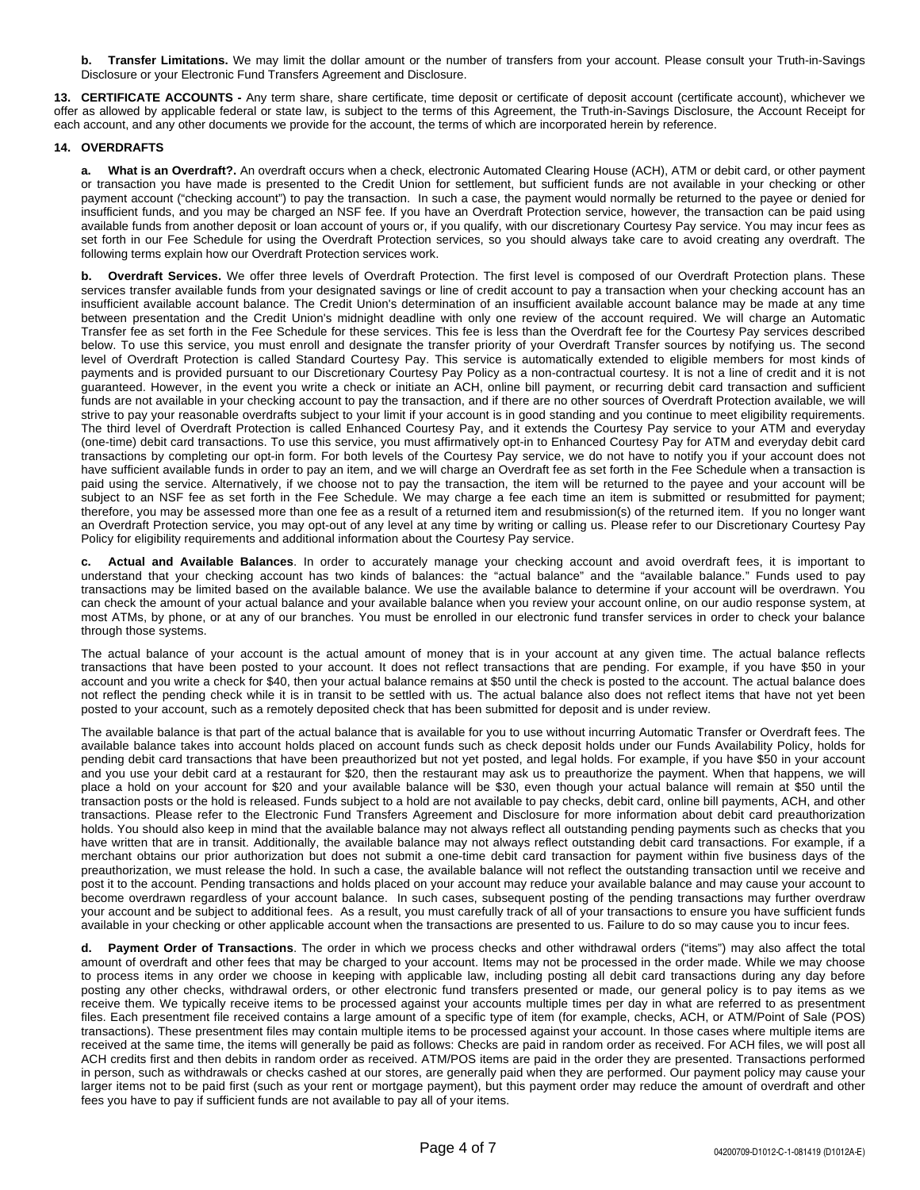**b. Transfer Limitations.** We may limit the dollar amount or the number of transfers from your account. Please consult your Truth-in-Savings Disclosure or your Electronic Fund Transfers Agreement and Disclosure.

**13. CERTIFICATE ACCOUNTS -** Any term share, share certificate, time deposit or certificate of deposit account (certificate account), whichever we offer as allowed by applicable federal or state law, is subject to the terms of this Agreement, the Truth-in-Savings Disclosure, the Account Receipt for each account, and any other documents we provide for the account, the terms of which are incorporated herein by reference.

**14. OVERDRAFTS**

**a. What is an Overdraft?.** An overdraft occurs when a check, electronic Automated Clearing House (ACH), ATM or debit card, or other payment or transaction you have made is presented to the Credit Union for settlement, but sufficient funds are not available in your checking or other payment account ("checking account") to pay the transaction. In such a case, the payment would normally be returned to the payee or denied for insufficient funds, and you may be charged an NSF fee. If you have an Overdraft Protection service, however, the transaction can be paid using available funds from another deposit or loan account of yours or, if you qualify, with our discretionary Courtesy Pay service. You may incur fees as set forth in our Fee Schedule for using the Overdraft Protection services, so you should always take care to avoid creating any overdraft. The following terms explain how our Overdraft Protection services work.

**b. Overdraft Services.** We offer three levels of Overdraft Protection. The first level is composed of our Overdraft Protection plans. These services transfer available funds from your designated savings or line of credit account to pay a transaction when your checking account has an insufficient available account balance. The Credit Union's determination of an insufficient available account balance may be made at any time between presentation and the Credit Union's midnight deadline with only one review of the account required. We will charge an Automatic Transfer fee as set forth in the Fee Schedule for these services. This fee is less than the Overdraft fee for the Courtesy Pay services described below. To use this service, you must enroll and designate the transfer priority of your Overdraft Transfer sources by notifying us. The second level of Overdraft Protection is called Standard Courtesy Pay. This service is automatically extended to eligible members for most kinds of payments and is provided pursuant to our Discretionary Courtesy Pay Policy as a non-contractual courtesy. It is not a line of credit and it is not guaranteed. However, in the event you write a check or initiate an ACH, online bill payment, or recurring debit card transaction and sufficient funds are not available in your checking account to pay the transaction, and if there are no other sources of Overdraft Protection available, we will strive to pay your reasonable overdrafts subject to your limit if your account is in good standing and you continue to meet eligibility requirements. The third level of Overdraft Protection is called Enhanced Courtesy Pay, and it extends the Courtesy Pay service to your ATM and everyday (one-time) debit card transactions. To use this service, you must affirmatively opt-in to Enhanced Courtesy Pay for ATM and everyday debit card transactions by completing our opt-in form. For both levels of the Courtesy Pay service, we do not have to notify you if your account does not have sufficient available funds in order to pay an item, and we will charge an Overdraft fee as set forth in the Fee Schedule when a transaction is paid using the service. Alternatively, if we choose not to pay the transaction, the item will be returned to the payee and your account will be subject to an NSF fee as set forth in the Fee Schedule. We may charge a fee each time an item is submitted or resubmitted for payment; therefore, you may be assessed more than one fee as a result of a returned item and resubmission(s) of the returned item. If you no longer want an Overdraft Protection service, you may opt-out of any level at any time by writing or calling us. Please refer to our Discretionary Courtesy Pay Policy for eligibility requirements and additional information about the Courtesy Pay service.

**c. Actual and Available Balances**. In order to accurately manage your checking account and avoid overdraft fees, it is important to understand that your checking account has two kinds of balances: the "actual balance" and the "available balance." Funds used to pay transactions may be limited based on the available balance. We use the available balance to determine if your account will be overdrawn. You can check the amount of your actual balance and your available balance when you review your account online, on our audio response system, at most ATMs, by phone, or at any of our branches. You must be enrolled in our electronic fund transfer services in order to check your balance through those systems.

The actual balance of your account is the actual amount of money that is in your account at any given time. The actual balance reflects transactions that have been posted to your account. It does not reflect transactions that are pending. For example, if you have $50 in your account and you write a check for $40, then your actual balance remains at $50 until the check is posted to the account. The actual balance does not reflect the pending check while it is in transit to be settled with us. The actual balance also does not reflect items that have not yet been posted to your account, such as a remotely deposited check that has been submitted for deposit and is under review.

The available balance is that part of the actual balance that is available for you to use without incurring Automatic Transfer or Overdraft fees. The available balance takes into account holds placed on account funds such as check deposit holds under our Funds Availability Policy, holds for pending debit card transactions that have been preauthorized but not yet posted, and legal holds. For example, if you have $50 in your account and you use your debit card at a restaurant for $20, then the restaurant may ask us to preauthorize the payment. When that happens, we will place a hold on your account for $20 and your available balance will be $30, even though your actual balance will remain at $50 until the transaction posts or the hold is released. Funds subject to a hold are not available to pay checks, debit card, online bill payments, ACH, and other transactions. Please refer to the Electronic Fund Transfers Agreement and Disclosure for more information about debit card preauthorization holds. You should also keep in mind that the available balance may not always reflect all outstanding pending payments such as checks that you have written that are in transit. Additionally, the available balance may not always reflect outstanding debit card transactions. For example, if a merchant obtains our prior authorization but does not submit a one-time debit card transaction for payment within five business days of the preauthorization, we must release the hold. In such a case, the available balance will not reflect the outstanding transaction until we receive and post it to the account. Pending transactions and holds placed on your account may reduce your available balance and may cause your account to become overdrawn regardless of your account balance. In such cases, subsequent posting of the pending transactions may further overdraw your account and be subject to additional fees. As a result, you must carefully track of all of your transactions to ensure you have sufficient funds available in your checking or other applicable account when the transactions are presented to us. Failure to do so may cause you to incur fees.

**d. Payment Order of Transactions**. The order in which we process checks and other withdrawal orders ("items") may also affect the total amount of overdraft and other fees that may be charged to your account. Items may not be processed in the order made. While we may choose to process items in any order we choose in keeping with applicable law, including posting all debit card transactions during any day before posting any other checks, withdrawal orders, or other electronic fund transfers presented or made, our general policy is to pay items as we receive them. We typically receive items to be processed against your accounts multiple times per day in what are referred to as presentment files. Each presentment file received contains a large amount of a specific type of item (for example, checks, ACH, or ATM/Point of Sale (POS) transactions). These presentment files may contain multiple items to be processed against your account. In those cases where multiple items are received at the same time, the items will generally be paid as follows: Checks are paid in random order as received. For ACH files, we will post all ACH credits first and then debits in random order as received. ATM/POS items are paid in the order they are presented. Transactions performed in person, such as withdrawals or checks cashed at our stores, are generally paid when they are performed. Our payment policy may cause your larger items not to be paid first (such as your rent or mortgage payment), but this payment order may reduce the amount of overdraft and other fees you have to pay if sufficient funds are not available to pay all of your items.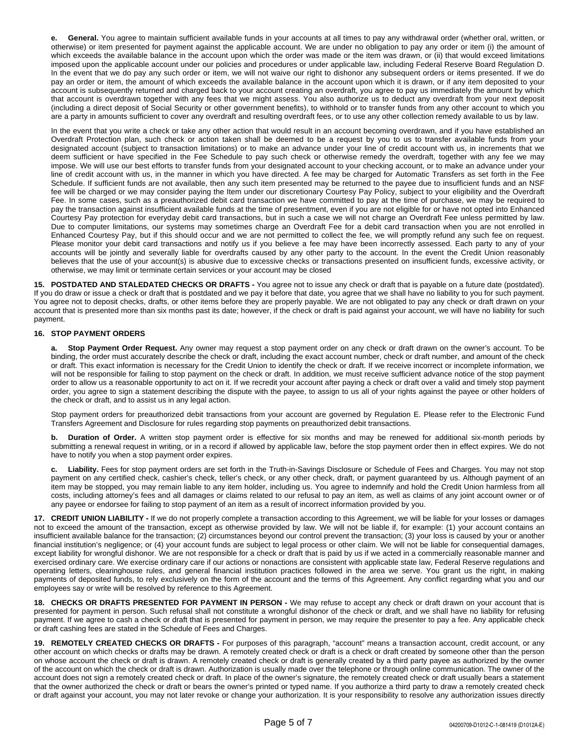**e. General.** You agree to maintain sufficient available funds in your accounts at all times to pay any withdrawal order (whether oral, written, or otherwise) or item presented for payment against the applicable account. We are under no obligation to pay any order or item (i) the amount of which exceeds the available balance in the account upon which the order was made or the item was drawn, or (ii) that would exceed limitations imposed upon the applicable account under our policies and procedures or under applicable law, including Federal Reserve Board Regulation D. In the event that we do pay any such order or item, we will not waive our right to dishonor any subsequent orders or items presented. If we do pay an order or item, the amount of which exceeds the available balance in the account upon which it is drawn, or if any item deposited to your account is subsequently returned and charged back to your account creating an overdraft, you agree to pay us immediately the amount by which that account is overdrawn together with any fees that we might assess. You also authorize us to deduct any overdraft from your next deposit (including a direct deposit of Social Security or other government benefits), to withhold or to transfer funds from any other account to which you are a party in amounts sufficient to cover any overdraft and resulting overdraft fees, or to use any other collection remedy available to us by law.

In the event that you write a check or take any other action that would result in an account becoming overdrawn, and if you have established an Overdraft Protection plan, such check or action taken shall be deemed to be a request by you to us to transfer available funds from your designated account (subject to transaction limitations) or to make an advance under your line of credit account with us, in increments that we deem sufficient or have specified in the Fee Schedule to pay such check or otherwise remedy the overdraft, together with any fee we may impose. We will use our best efforts to transfer funds from your designated account to your checking account, or to make an advance under your line of credit account with us, in the manner in which you have directed. A fee may be charged for Automatic Transfers as set forth in the Fee Schedule. If sufficient funds are not available, then any such item presented may be returned to the payee due to insufficient funds and an NSF fee will be charged or we may consider paying the Item under our discretionary Courtesy Pay Policy, subject to your eligibility and the Overdraft Fee. In some cases, such as a preauthorized debit card transaction we have committed to pay at the time of purchase, we may be required to pay the transaction against insufficient available funds at the time of presentment, even if you are not eligible for or have not opted into Enhanced Courtesy Pay protection for everyday debit card transactions, but in such a case we will not charge an Overdraft Fee unless permitted by law. Due to computer limitations, our systems may sometimes charge an Overdraft Fee for a debit card transaction when you are not enrolled in Enhanced Courtesy Pay, but if this should occur and we are not permitted to collect the fee, we will promptly refund any such fee on request. Please monitor your debit card transactions and notify us if you believe a fee may have been incorrectly assessed. Each party to any of your accounts will be jointly and severally liable for overdrafts caused by any other party to the account. In the event the Credit Union reasonably believes that the use of your account(s) is abusive due to excessive checks or transactions presented on insufficient funds, excessive activity, or otherwise, we may limit or terminate certain services or your account may be closed

**15. POSTDATED AND STALEDATED CHECKS OR DRAFTS -** You agree not to issue any check or draft that is payable on a future date (postdated). If you do draw or issue a check or draft that is postdated and we pay it before that date, you agree that we shall have no liability to you for such payment. You agree not to deposit checks, drafts, or other items before they are properly payable. We are not obligated to pay any check or draft drawn on your account that is presented more than six months past its date; however, if the check or draft is paid against your account, we will have no liability for such payment.

**16. STOP PAYMENT ORDERS**

**a. Stop Payment Order Request.** Any owner may request a stop payment order on any check or draft drawn on the owner's account. To be binding, the order must accurately describe the check or draft, including the exact account number, check or draft number, and amount of the check or draft. This exact information is necessary for the Credit Union to identify the check or draft. If we receive incorrect or incomplete information, we will not be responsible for failing to stop payment on the check or draft. In addition, we must receive sufficient advance notice of the stop payment order to allow us a reasonable opportunity to act on it. If we recredit your account after paying a check or draft over a valid and timely stop payment order, you agree to sign a statement describing the dispute with the payee, to assign to us all of your rights against the payee or other holders of the check or draft, and to assist us in any legal action.

Stop payment orders for preauthorized debit transactions from your account are governed by Regulation E. Please refer to the Electronic Fund Transfers Agreement and Disclosure for rules regarding stop payments on preauthorized debit transactions.

**b. Duration of Order.** A written stop payment order is effective for six months and may be renewed for additional six-month periods by submitting a renewal request in writing, or in a record if allowed by applicable law, before the stop payment order then in effect expires. We do not have to notify you when a stop payment order expires.

**c. Liability.** Fees for stop payment orders are set forth in the Truth-in-Savings Disclosure or Schedule of Fees and Charges. You may not stop payment on any certified check, cashier's check, teller's check, or any other check, draft, or payment guaranteed by us. Although payment of an item may be stopped, you may remain liable to any item holder, including us. You agree to indemnify and hold the Credit Union harmless from all costs, including attorney's fees and all damages or claims related to our refusal to pay an item, as well as claims of any joint account owner or of any payee or endorsee for failing to stop payment of an item as a result of incorrect information provided by you.

**17. CREDIT UNION LIABILITY -** If we do not properly complete a transaction according to this Agreement, we will be liable for your losses or damages not to exceed the amount of the transaction, except as otherwise provided by law. We will not be liable if, for example: (1) your account contains an insufficient available balance for the transaction; (2) circumstances beyond our control prevent the transaction; (3) your loss is caused by your or another financial institution's negligence; or (4) your account funds are subject to legal process or other claim. We will not be liable for consequential damages, except liability for wrongful dishonor. We are not responsible for a check or draft that is paid by us if we acted in a commercially reasonable manner and exercised ordinary care. We exercise ordinary care if our actions or nonactions are consistent with applicable state law, Federal Reserve regulations and operating letters, clearinghouse rules, and general financial institution practices followed in the area we serve. You grant us the right, in making payments of deposited funds, to rely exclusively on the form of the account and the terms of this Agreement. Any conflict regarding what you and our employees say or write will be resolved by reference to this Agreement.

**18. CHECKS OR DRAFTS PRESENTED FOR PAYMENT IN PERSON -** We may refuse to accept any check or draft drawn on your account that is presented for payment in person. Such refusal shall not constitute a wrongful dishonor of the check or draft, and we shall have no liability for refusing payment. If we agree to cash a check or draft that is presented for payment in person, we may require the presenter to pay a fee. Any applicable check or draft cashing fees are stated in the Schedule of Fees and Charges.

**19. REMOTELY CREATED CHECKS OR DRAFTS -** For purposes of this paragraph, "account" means a transaction account, credit account, or any other account on which checks or drafts may be drawn. A remotely created check or draft is a check or draft created by someone other than the person on whose account the check or draft is drawn. A remotely created check or draft is generally created by a third party payee as authorized by the owner of the account on which the check or draft is drawn. Authorization is usually made over the telephone or through online communication. The owner of the account does not sign a remotely created check or draft. In place of the owner's signature, the remotely created check or draft usually bears a statement that the owner authorized the check or draft or bears the owner's printed or typed name. If you authorize a third party to draw a remotely created check or draft against your account, you may not later revoke or change your authorization. It is your responsibility to resolve any authorization issues directly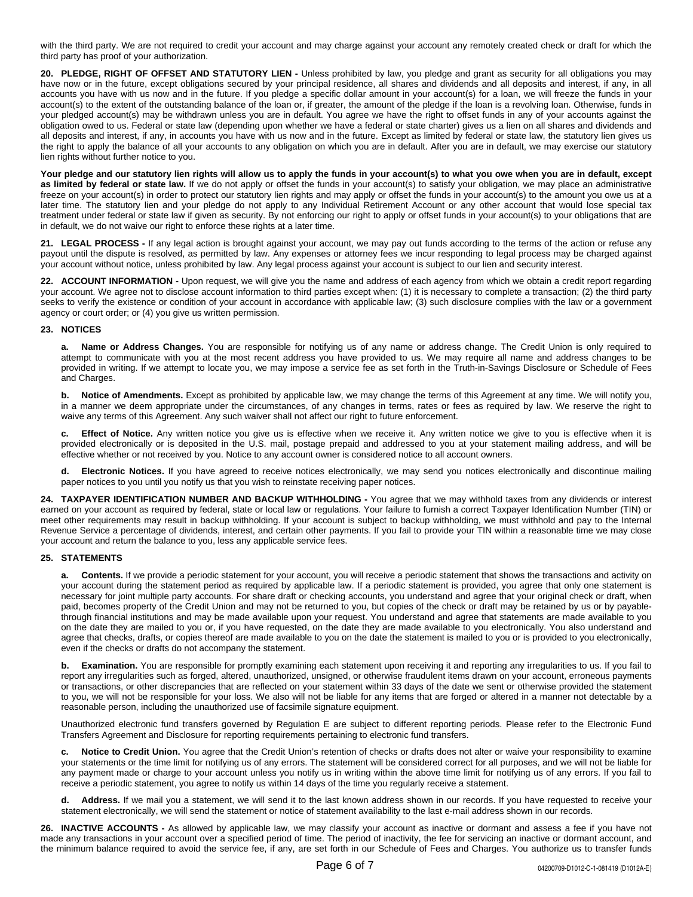with the third party. We are not required to credit your account and may charge against your account any remotely created check or draft for which the third party has proof of your authorization.

**20. PLEDGE, RIGHT OF OFFSET AND STATUTORY LIEN -** Unless prohibited by law, you pledge and grant as security for all obligations you may have now or in the future, except obligations secured by your principal residence, all shares and dividends and all deposits and interest, if any, in all accounts you have with us now and in the future. If you pledge a specific dollar amount in your account(s) for a loan, we will freeze the funds in your account(s) to the extent of the outstanding balance of the loan or, if greater, the amount of the pledge if the loan is a revolving loan. Otherwise, funds in your pledged account(s) may be withdrawn unless you are in default. You agree we have the right to offset funds in any of your accounts against the obligation owed to us. Federal or state law (depending upon whether we have a federal or state charter) gives us a lien on all shares and dividends and all deposits and interest, if any, in accounts you have with us now and in the future. Except as limited by federal or state law, the statutory lien gives us the right to apply the balance of all your accounts to any obligation on which you are in default. After you are in default, we may exercise our statutory lien rights without further notice to you.

**Your pledge and our statutory lien rights will allow us to apply the funds in your account(s) to what you owe when you are in default, except as limited by federal or state law.** If we do not apply or offset the funds in your account(s) to satisfy your obligation, we may place an administrative freeze on your account(s) in order to protect our statutory lien rights and may apply or offset the funds in your account(s) to the amount you owe us at a later time. The statutory lien and your pledge do not apply to any Individual Retirement Account or any other account that would lose special tax treatment under federal or state law if given as security. By not enforcing our right to apply or offset funds in your account(s) to your obligations that are in default, we do not waive our right to enforce these rights at a later time.

**21. LEGAL PROCESS -** If any legal action is brought against your account, we may pay out funds according to the terms of the action or refuse any payout until the dispute is resolved, as permitted by law. Any expenses or attorney fees we incur responding to legal process may be charged against your account without notice, unless prohibited by law. Any legal process against your account is subject to our lien and security interest.

**22. ACCOUNT INFORMATION -** Upon request, we will give you the name and address of each agency from which we obtain a credit report regarding your account. We agree not to disclose account information to third parties except when: (1) it is necessary to complete a transaction; (2) the third party seeks to verify the existence or condition of your account in accordance with applicable law; (3) such disclosure complies with the law or a government agency or court order; or (4) you give us written permission.

**23. NOTICES**

**a. Name or Address Changes.** You are responsible for notifying us of any name or address change. The Credit Union is only required to attempt to communicate with you at the most recent address you have provided to us. We may require all name and address changes to be provided in writing. If we attempt to locate you, we may impose a service fee as set forth in the Truth-in-Savings Disclosure or Schedule of Fees and Charges.

**b. Notice of Amendments.** Except as prohibited by applicable law, we may change the terms of this Agreement at any time. We will notify you, in a manner we deem appropriate under the circumstances, of any changes in terms, rates or fees as required by law. We reserve the right to waive any terms of this Agreement. Any such waiver shall not affect our right to future enforcement.

**c. Effect of Notice.** Any written notice you give us is effective when we receive it. Any written notice we give to you is effective when it is provided electronically or is deposited in the U.S. mail, postage prepaid and addressed to you at your statement mailing address, and will be effective whether or not received by you. Notice to any account owner is considered notice to all account owners.

**d. Electronic Notices.** If you have agreed to receive notices electronically, we may send you notices electronically and discontinue mailing paper notices to you until you notify us that you wish to reinstate receiving paper notices.

**24. TAXPAYER IDENTIFICATION NUMBER AND BACKUP WITHHOLDING -** You agree that we may withhold taxes from any dividends or interest earned on your account as required by federal, state or local law or regulations. Your failure to furnish a correct Taxpayer Identification Number (TIN) or meet other requirements may result in backup withholding. If your account is subject to backup withholding, we must withhold and pay to the Internal Revenue Service a percentage of dividends, interest, and certain other payments. If you fail to provide your TIN within a reasonable time we may close your account and return the balance to you, less any applicable service fees.

**25. STATEMENTS**

**a. Contents.** If we provide a periodic statement for your account, you will receive a periodic statement that shows the transactions and activity on your account during the statement period as required by applicable law. If a periodic statement is provided, you agree that only one statement is necessary for joint multiple party accounts. For share draft or checking accounts, you understand and agree that your original check or draft, when paid, becomes property of the Credit Union and may not be returned to you, but copies of the check or draft may be retained by us or by payable-through financial institutions and may be made available upon your request. You understand and agree that statements are made available to you on the date they are mailed to you or, if you have requested, on the date they are made available to you electronically. You also understand and agree that checks, drafts, or copies thereof are made available to you on the date the statement is mailed to you or is provided to you electronically, even if the checks or drafts do not accompany the statement.

**b. Examination.** You are responsible for promptly examining each statement upon receiving it and reporting any irregularities to us. If you fail to report any irregularities such as forged, altered, unauthorized, unsigned, or otherwise fraudulent items drawn on your account, erroneous payments or transactions, or other discrepancies that are reflected on your statement within 33 days of the date we sent or otherwise provided the statement to you, we will not be responsible for your loss. We also will not be liable for any items that are forged or altered in a manner not detectable by a reasonable person, including the unauthorized use of facsimile signature equipment.

Unauthorized electronic fund transfers governed by Regulation E are subject to different reporting periods. Please refer to the Electronic Fund Transfers Agreement and Disclosure for reporting requirements pertaining to electronic fund transfers.

**c. Notice to Credit Union.** You agree that the Credit Union's retention of checks or drafts does not alter or waive your responsibility to examine your statements or the time limit for notifying us of any errors. The statement will be considered correct for all purposes, and we will not be liable for any payment made or charge to your account unless you notify us in writing within the above time limit for notifying us of any errors. If you fail to receive a periodic statement, you agree to notify us within 14 days of the time you regularly receive a statement.

**d. Address.** If we mail you a statement, we will send it to the last known address shown in our records. If you have requested to receive your statement electronically, we will send the statement or notice of statement availability to the last e-mail address shown in our records.

**26. INACTIVE ACCOUNTS -** As allowed by applicable law, we may classify your account as inactive or dormant and assess a fee if you have not made any transactions in your account over a specified period of time. The period of inactivity, the fee for servicing an inactive or dormant account, and the minimum balance required to avoid the service fee, if any, are set forth in our Schedule of Fees and Charges. You authorize us to transfer funds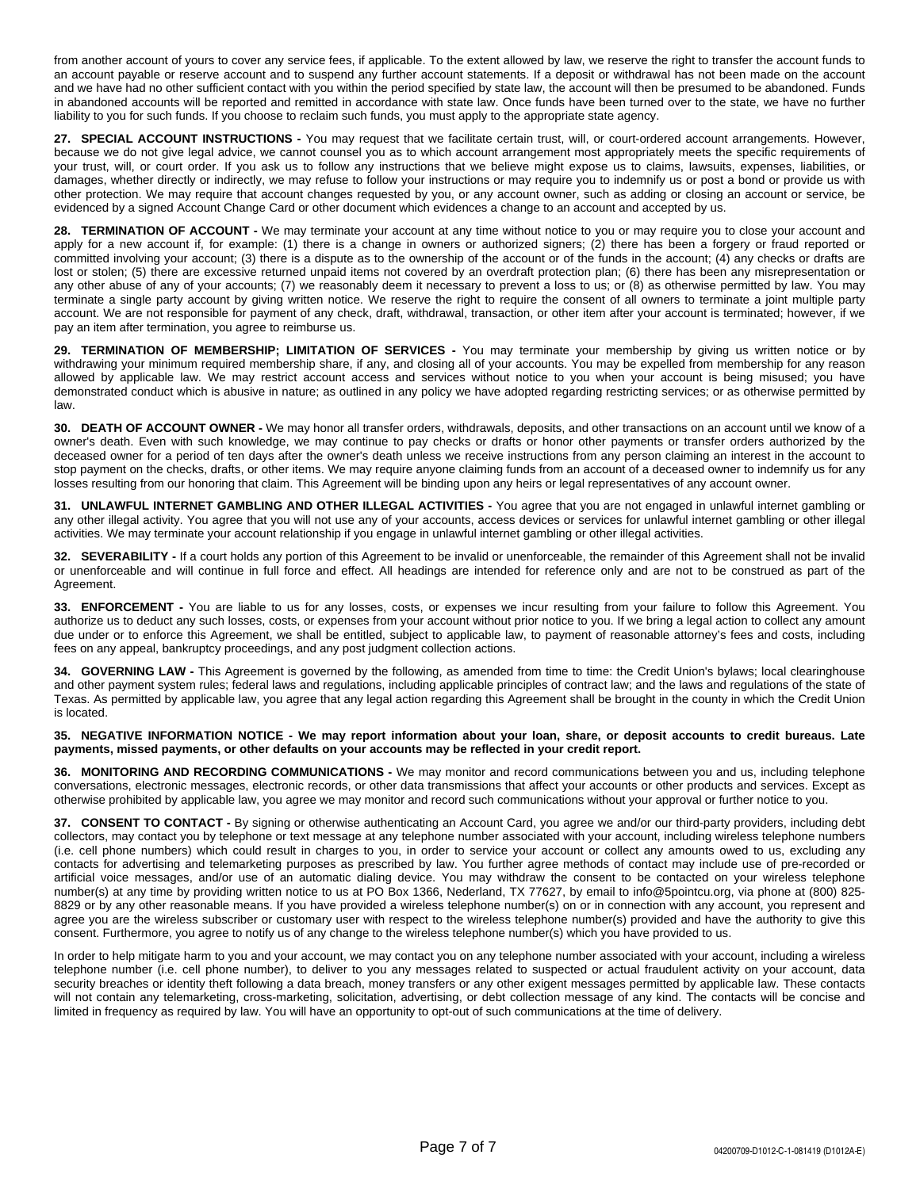from another account of yours to cover any service fees, if applicable. To the extent allowed by law, we reserve the right to transfer the account funds to an account payable or reserve account and to suspend any further account statements. If a deposit or withdrawal has not been made on the account and we have had no other sufficient contact with you within the period specified by state law, the account will then be presumed to be abandoned. Funds in abandoned accounts will be reported and remitted in accordance with state law. Once funds have been turned over to the state, we have no further liability to you for such funds. If you choose to reclaim such funds, you must apply to the appropriate state agency.

**27. SPECIAL ACCOUNT INSTRUCTIONS -** You may request that we facilitate certain trust, will, or court-ordered account arrangements. However, because we do not give legal advice, we cannot counsel you as to which account arrangement most appropriately meets the specific requirements of your trust, will, or court order. If you ask us to follow any instructions that we believe might expose us to claims, lawsuits, expenses, liabilities, or damages, whether directly or indirectly, we may refuse to follow your instructions or may require you to indemnify us or post a bond or provide us with other protection. We may require that account changes requested by you, or any account owner, such as adding or closing an account or service, be evidenced by a signed Account Change Card or other document which evidences a change to an account and accepted by us.

**28. TERMINATION OF ACCOUNT -** We may terminate your account at any time without notice to you or may require you to close your account and apply for a new account if, for example: (1) there is a change in owners or authorized signers; (2) there has been a forgery or fraud reported or committed involving your account; (3) there is a dispute as to the ownership of the account or of the funds in the account; (4) any checks or drafts are lost or stolen; (5) there are excessive returned unpaid items not covered by an overdraft protection plan; (6) there has been any misrepresentation or any other abuse of any of your accounts; (7) we reasonably deem it necessary to prevent a loss to us; or (8) as otherwise permitted by law. You may terminate a single party account by giving written notice. We reserve the right to require the consent of all owners to terminate a joint multiple party account. We are not responsible for payment of any check, draft, withdrawal, transaction, or other item after your account is terminated; however, if we pay an item after termination, you agree to reimburse us.

**29. TERMINATION OF MEMBERSHIP; LIMITATION OF SERVICES -** You may terminate your membership by giving us written notice or by withdrawing your minimum required membership share, if any, and closing all of your accounts. You may be expelled from membership for any reason allowed by applicable law. We may restrict account access and services without notice to you when your account is being misused; you have demonstrated conduct which is abusive in nature; as outlined in any policy we have adopted regarding restricting services; or as otherwise permitted by law.

**30. DEATH OF ACCOUNT OWNER -** We may honor all transfer orders, withdrawals, deposits, and other transactions on an account until we know of a owner's death. Even with such knowledge, we may continue to pay checks or drafts or honor other payments or transfer orders authorized by the deceased owner for a period of ten days after the owner's death unless we receive instructions from any person claiming an interest in the account to stop payment on the checks, drafts, or other items. We may require anyone claiming funds from an account of a deceased owner to indemnify us for any losses resulting from our honoring that claim. This Agreement will be binding upon any heirs or legal representatives of any account owner.

**31. UNLAWFUL INTERNET GAMBLING AND OTHER ILLEGAL ACTIVITIES -** You agree that you are not engaged in unlawful internet gambling or any other illegal activity. You agree that you will not use any of your accounts, access devices or services for unlawful internet gambling or other illegal activities. We may terminate your account relationship if you engage in unlawful internet gambling or other illegal activities.

**32. SEVERABILITY -** If a court holds any portion of this Agreement to be invalid or unenforceable, the remainder of this Agreement shall not be invalid or unenforceable and will continue in full force and effect. All headings are intended for reference only and are not to be construed as part of the Agreement.

**33. ENFORCEMENT -** You are liable to us for any losses, costs, or expenses we incur resulting from your failure to follow this Agreement. You authorize us to deduct any such losses, costs, or expenses from your account without prior notice to you. If we bring a legal action to collect any amount due under or to enforce this Agreement, we shall be entitled, subject to applicable law, to payment of reasonable attorney's fees and costs, including fees on any appeal, bankruptcy proceedings, and any post judgment collection actions.

**34. GOVERNING LAW -** This Agreement is governed by the following, as amended from time to time: the Credit Union's bylaws; local clearinghouse and other payment system rules; federal laws and regulations, including applicable principles of contract law; and the laws and regulations of the state of Texas. As permitted by applicable law, you agree that any legal action regarding this Agreement shall be brought in the county in which the Credit Union is located.

**35. NEGATIVE INFORMATION NOTICE - We may report information about your loan, share, or deposit accounts to credit bureaus. Late payments, missed payments, or other defaults on your accounts may be reflected in your credit report.**

**36. MONITORING AND RECORDING COMMUNICATIONS -** We may monitor and record communications between you and us, including telephone conversations, electronic messages, electronic records, or other data transmissions that affect your accounts or other products and services. Except as otherwise prohibited by applicable law, you agree we may monitor and record such communications without your approval or further notice to you.

**37. CONSENT TO CONTACT -** By signing or otherwise authenticating an Account Card, you agree we and/or our third-party providers, including debt collectors, may contact you by telephone or text message at any telephone number associated with your account, including wireless telephone numbers (i.e. cell phone numbers) which could result in charges to you, in order to service your account or collect any amounts owed to us, excluding any contacts for advertising and telemarketing purposes as prescribed by law. You further agree methods of contact may include use of pre-recorded or artificial voice messages, and/or use of an automatic dialing device. You may withdraw the consent to be contacted on your wireless telephone number(s) at any time by providing written notice to us at PO Box 1366, Nederland, TX 77627, by email to info@5pointcu.org, via phone at (800) 825-8829 or by any other reasonable means. If you have provided a wireless telephone number(s) on or in connection with any account, you represent and agree you are the wireless subscriber or customary user with respect to the wireless telephone number(s) provided and have the authority to give this consent. Furthermore, you agree to notify us of any change to the wireless telephone number(s) which you have provided to us.

In order to help mitigate harm to you and your account, we may contact you on any telephone number associated with your account, including a wireless telephone number (i.e. cell phone number), to deliver to you any messages related to suspected or actual fraudulent activity on your account, data security breaches or identity theft following a data breach, money transfers or any other exigent messages permitted by applicable law. These contacts will not contain any telemarketing, cross-marketing, solicitation, advertising, or debt collection message of any kind. The contacts will be concise and limited in frequency as required by law. You will have an opportunity to opt-out of such communications at the time of delivery.